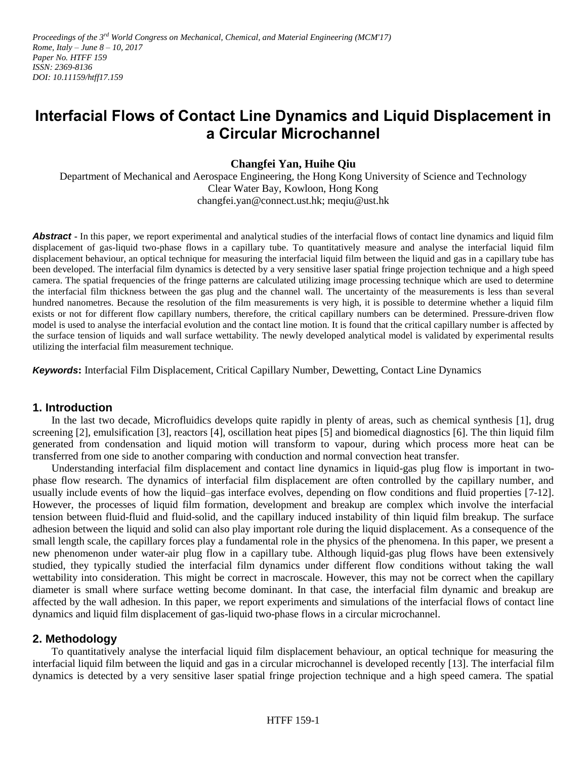*Proceedings of the 3rd World Congress on Mechanical, Chemical, and Material Engineering (MCM'17)*
*Rome, Italy – June 8 – 10, 2017*
*Paper No. HTFF 159*
*ISSN: 2369-8136*
*DOI: 10.11159/htff17.159*

# Interfacial Flows of Contact Line Dynamics and Liquid Displacement in a Circular Microchannel

**Changfei Yan, Huihe Qiu**

Department of Mechanical and Aerospace Engineering, the Hong Kong University of Science and Technology
Clear Water Bay, Kowloon, Hong Kong
changfei.yan@connect.ust.hk; meqiu@ust.hk

***Abstract*** - In this paper, we report experimental and analytical studies of the interfacial flows of contact line dynamics and liquid film displacement of gas-liquid two-phase flows in a capillary tube. To quantitatively measure and analyse the interfacial liquid film displacement behaviour, an optical technique for measuring the interfacial liquid film between the liquid and gas in a capillary tube has been developed. The interfacial film dynamics is detected by a very sensitive laser spatial fringe projection technique and a high speed camera. The spatial frequencies of the fringe patterns are calculated utilizing image processing technique which are used to determine the interfacial film thickness between the gas plug and the channel wall. The uncertainty of the measurements is less than several hundred nanometres. Because the resolution of the film measurements is very high, it is possible to determine whether a liquid film exists or not for different flow capillary numbers, therefore, the critical capillary numbers can be determined. Pressure-driven flow model is used to analyse the interfacial evolution and the contact line motion. It is found that the critical capillary number is affected by the surface tension of liquids and wall surface wettability. The newly developed analytical model is validated by experimental results utilizing the interfacial film measurement technique.

***Keywords*****:** Interfacial Film Displacement, Critical Capillary Number, Dewetting, Contact Line Dynamics

## 1. Introduction

In the last two decade, Microfluidics develops quite rapidly in plenty of areas, such as chemical synthesis [1], drug screening [2], emulsification [3], reactors [4], oscillation heat pipes [5] and biomedical diagnostics [6]. The thin liquid film generated from condensation and liquid motion will transform to vapour, during which process more heat can be transferred from one side to another comparing with conduction and normal convection heat transfer.

Understanding interfacial film displacement and contact line dynamics in liquid-gas plug flow is important in two-phase flow research. The dynamics of interfacial film displacement are often controlled by the capillary number, and usually include events of how the liquid–gas interface evolves, depending on flow conditions and fluid properties [7-12]. However, the processes of liquid film formation, development and breakup are complex which involve the interfacial tension between fluid-fluid and fluid-solid, and the capillary induced instability of thin liquid film breakup. The surface adhesion between the liquid and solid can also play important role during the liquid displacement. As a consequence of the small length scale, the capillary forces play a fundamental role in the physics of the phenomena. In this paper, we present a new phenomenon under water-air plug flow in a capillary tube. Although liquid-gas plug flows have been extensively studied, they typically studied the interfacial film dynamics under different flow conditions without taking the wall wettability into consideration. This might be correct in macroscale. However, this may not be correct when the capillary diameter is small where surface wetting become dominant. In that case, the interfacial film dynamic and breakup are affected by the wall adhesion. In this paper, we report experiments and simulations of the interfacial flows of contact line dynamics and liquid film displacement of gas-liquid two-phase flows in a circular microchannel.

## 2. Methodology

To quantitatively analyse the interfacial liquid film displacement behaviour, an optical technique for measuring the interfacial liquid film between the liquid and gas in a circular microchannel is developed recently [13]. The interfacial film dynamics is detected by a very sensitive laser spatial fringe projection technique and a high speed camera. The spatial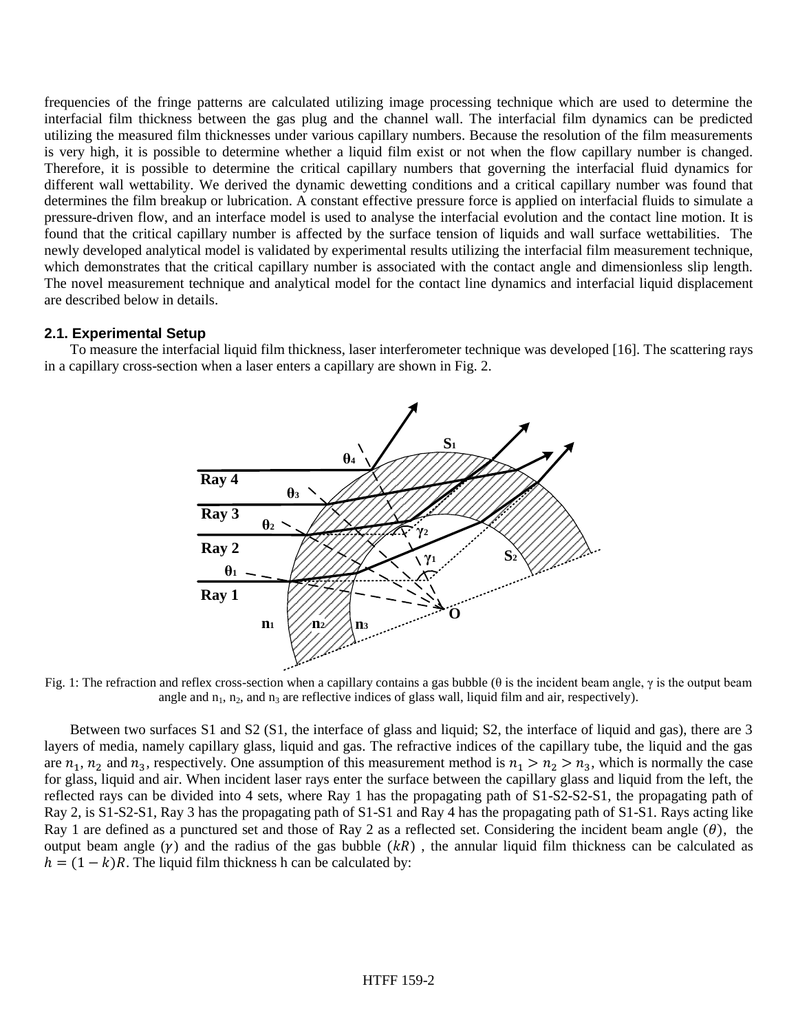frequencies of the fringe patterns are calculated utilizing image processing technique which are used to determine the interfacial film thickness between the gas plug and the channel wall. The interfacial film dynamics can be predicted utilizing the measured film thicknesses under various capillary numbers. Because the resolution of the film measurements is very high, it is possible to determine whether a liquid film exist or not when the flow capillary number is changed. Therefore, it is possible to determine the critical capillary numbers that governing the interfacial fluid dynamics for different wall wettability. We derived the dynamic dewetting conditions and a critical capillary number was found that determines the film breakup or lubrication. A constant effective pressure force is applied on interfacial fluids to simulate a pressure-driven flow, and an interface model is used to analyse the interfacial evolution and the contact line motion. It is found that the critical capillary number is affected by the surface tension of liquids and wall surface wettabilities. The newly developed analytical model is validated by experimental results utilizing the interfacial film measurement technique, which demonstrates that the critical capillary number is associated with the contact angle and dimensionless slip length. The novel measurement technique and analytical model for the contact line dynamics and interfacial liquid displacement are described below in details.

### 2.1. Experimental Setup

To measure the interfacial liquid film thickness, laser interferometer technique was developed [16]. The scattering rays in a capillary cross-section when a laser enters a capillary are shown in Fig. 2.

Fig. 1: The refraction and reflex cross-section when a capillary contains a gas bubble (θ is the incident beam angle, γ is the output beam angle and $n_1$, $n_2$, and $n_3$ are reflective indices of glass wall, liquid film and air, respectively).

Between two surfaces S1 and S2 (S1, the interface of glass and liquid; S2, the interface of liquid and gas), there are 3 layers of media, namely capillary glass, liquid and gas. The refractive indices of the capillary tube, the liquid and the gas are $n_1$, $n_2$ and $n_3$, respectively. One assumption of this measurement method is $n_1 > n_2 > n_3$, which is normally the case for glass, liquid and air. When incident laser rays enter the surface between the capillary glass and liquid from the left, the reflected rays can be divided into 4 sets, where Ray 1 has the propagating path of S1-S2-S2-S1, the propagating path of Ray 2, is S1-S2-S1, Ray 3 has the propagating path of S1-S1 and Ray 4 has the propagating path of S1-S1. Rays acting like Ray 1 are defined as a punctured set and those of Ray 2 as a reflected set. Considering the incident beam angle ($\theta$), the output beam angle ($\gamma$) and the radius of the gas bubble ($kR$), the annular liquid film thickness can be calculated as $h = (1 - k)R$. The liquid film thickness h can be calculated by: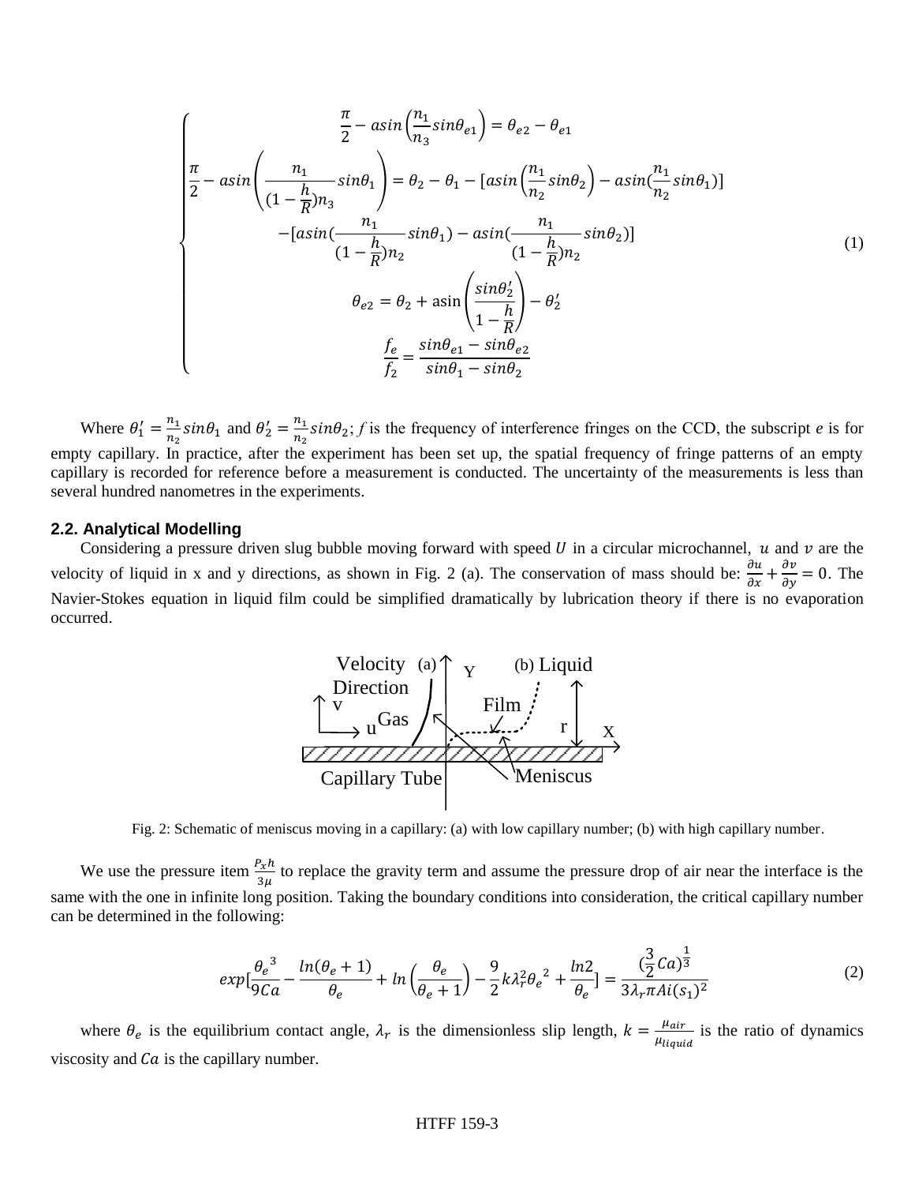$$
\begin{cases}
\dfrac{\pi}{2} - asin\left(\dfrac{n_1}{n_3}sin\theta_{e1}\right) = \theta_{e2} - \theta_{e1} \\
\dfrac{\pi}{2} - asin\left(\dfrac{n_1}{(1-\frac{h}{R})n_3}sin\theta_1\right) = \theta_2 - \theta_1 - [asin\left(\dfrac{n_1}{n_2}sin\theta_2\right) - asin(\dfrac{n_1}{n_2}sin\theta_1)] \\
\qquad - [asin(\dfrac{n_1}{(1-\frac{h}{R})n_2}sin\theta_1) - asin(\dfrac{n_1}{(1-\frac{h}{R})n_2}sin\theta_2)] \\
\theta_{e2} = \theta_2 + \text{asin}\left(\dfrac{sin\theta_2'}{1-\dfrac{h}{R}}\right) - \theta_2' \\
\dfrac{f_e}{f_2} = \dfrac{sin\theta_{e1} - sin\theta_{e2}}{sin\theta_1 - sin\theta_2}
\end{cases} \tag{1}
$$

Where $\theta_1' = \frac{n_1}{n_2}sin\theta_1$ and $\theta_2' = \frac{n_1}{n_2}sin\theta_2$; *f* is the frequency of interference fringes on the CCD, the subscript *e* is for empty capillary. In practice, after the experiment has been set up, the spatial frequency of fringe patterns of an empty capillary is recorded for reference before a measurement is conducted. The uncertainty of the measurements is less than several hundred nanometres in the experiments.

### 2.2. Analytical Modelling

Considering a pressure driven slug bubble moving forward with speed $U$ in a circular microchannel, $u$ and $v$ are the velocity of liquid in x and y directions, as shown in Fig. 2 (a). The conservation of mass should be: $\frac{\partial u}{\partial x} + \frac{\partial v}{\partial y} = 0$. The Navier-Stokes equation in liquid film could be simplified dramatically by lubrication theory if there is no evaporation occurred.

Fig. 2: Schematic of meniscus moving in a capillary: (a) with low capillary number; (b) with high capillary number.

We use the pressure item $\frac{P_x h}{3\mu}$ to replace the gravity term and assume the pressure drop of air near the interface is the same with the one in infinite long position. Taking the boundary conditions into consideration, the critical capillary number can be determined in the following:

$$
exp[\frac{{\theta_e}^3}{9Ca} - \frac{ln(\theta_e + 1)}{\theta_e} + ln\left(\frac{\theta_e}{\theta_e + 1}\right) - \frac{9}{2}k\lambda_r^2{\theta_e}^2 + \frac{ln2}{\theta_e}] = \frac{(\frac{3}{2}Ca)^{\frac{1}{3}}}{3\lambda_r \pi Ai(s_1)^2} \tag{2}
$$

where $\theta_e$ is the equilibrium contact angle, $\lambda_r$ is the dimensionless slip length, $k = \frac{\mu_{air}}{\mu_{liquid}}$ is the ratio of dynamics viscosity and $Ca$ is the capillary number.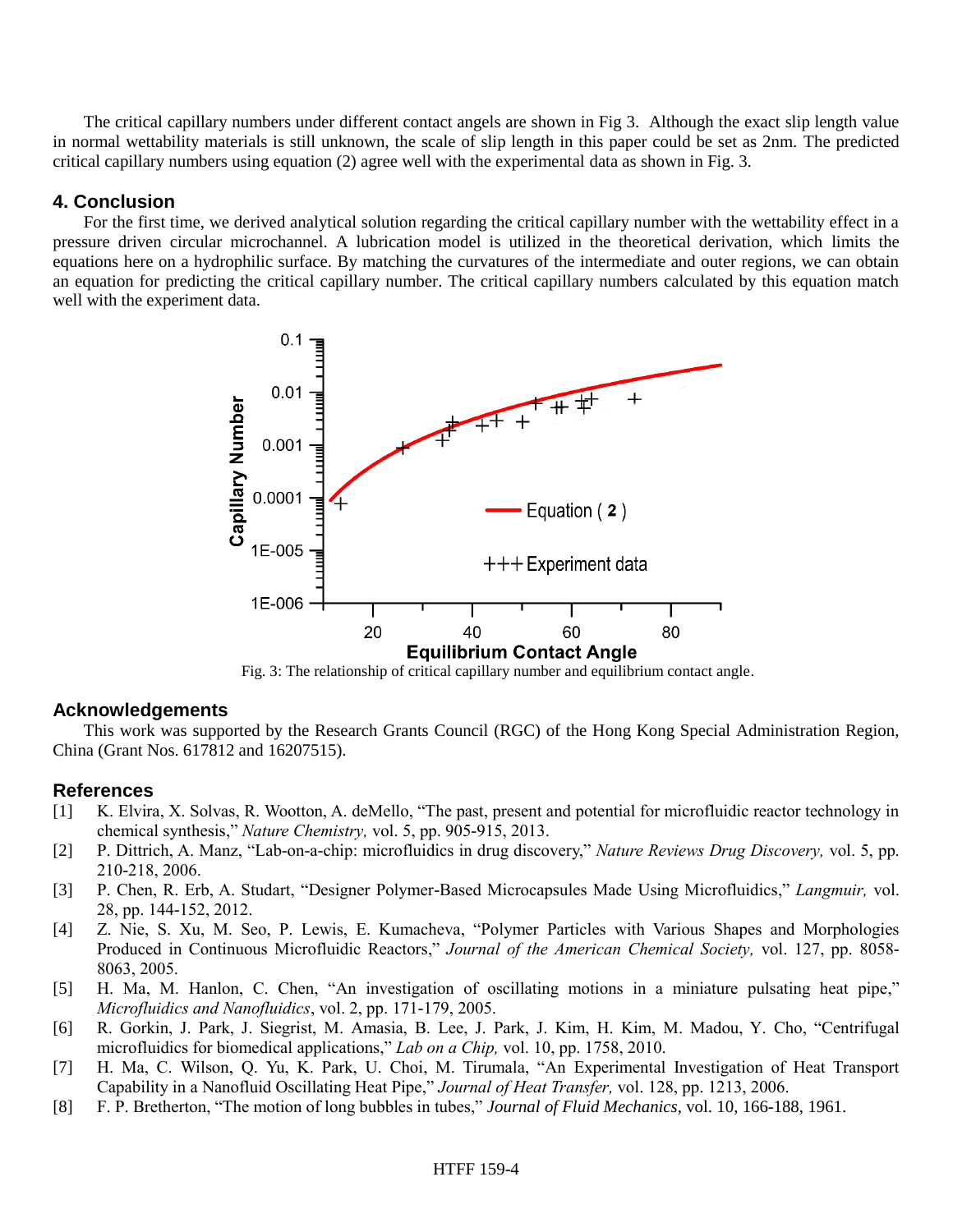The critical capillary numbers under different contact angels are shown in Fig 3. Although the exact slip length value in normal wettability materials is still unknown, the scale of slip length in this paper could be set as 2nm. The predicted critical capillary numbers using equation (2) agree well with the experimental data as shown in Fig. 3.

## 4. Conclusion

For the first time, we derived analytical solution regarding the critical capillary number with the wettability effect in a pressure driven circular microchannel. A lubrication model is utilized in the theoretical derivation, which limits the equations here on a hydrophilic surface. By matching the curvatures of the intermediate and outer regions, we can obtain an equation for predicting the critical capillary number. The critical capillary numbers calculated by this equation match well with the experiment data.

Fig. 3: The relationship of critical capillary number and equilibrium contact angle.

## Acknowledgements

This work was supported by the Research Grants Council (RGC) of the Hong Kong Special Administration Region, China (Grant Nos. 617812 and 16207515).

## References

[1] K. Elvira, X. Solvas, R. Wootton, A. deMello, "The past, present and potential for microfluidic reactor technology in chemical synthesis," *Nature Chemistry,* vol. 5, pp. 905-915, 2013.

[2] P. Dittrich, A. Manz, "Lab-on-a-chip: microfluidics in drug discovery," *Nature Reviews Drug Discovery,* vol. 5, pp. 210-218, 2006.

[3] P. Chen, R. Erb, A. Studart, "Designer Polymer-Based Microcapsules Made Using Microfluidics," *Langmuir,* vol. 28, pp. 144-152, 2012.

[4] Z. Nie, S. Xu, M. Seo, P. Lewis, E. Kumacheva, "Polymer Particles with Various Shapes and Morphologies Produced in Continuous Microfluidic Reactors," *Journal of the American Chemical Society,* vol. 127, pp. 8058-8063, 2005.

[5] H. Ma, M. Hanlon, C. Chen, "An investigation of oscillating motions in a miniature pulsating heat pipe," *Microfluidics and Nanofluidics*, vol. 2, pp. 171-179, 2005.

[6] R. Gorkin, J. Park, J. Siegrist, M. Amasia, B. Lee, J. Park, J. Kim, H. Kim, M. Madou, Y. Cho, "Centrifugal microfluidics for biomedical applications," *Lab on a Chip,* vol. 10, pp. 1758, 2010.

[7] H. Ma, C. Wilson, Q. Yu, K. Park, U. Choi, M. Tirumala, "An Experimental Investigation of Heat Transport Capability in a Nanofluid Oscillating Heat Pipe," *Journal of Heat Transfer,* vol. 128, pp. 1213, 2006.

[8] F. P. Bretherton, "The motion of long bubbles in tubes," *Journal of Fluid Mechanics*, vol. 10, 166-188, 1961.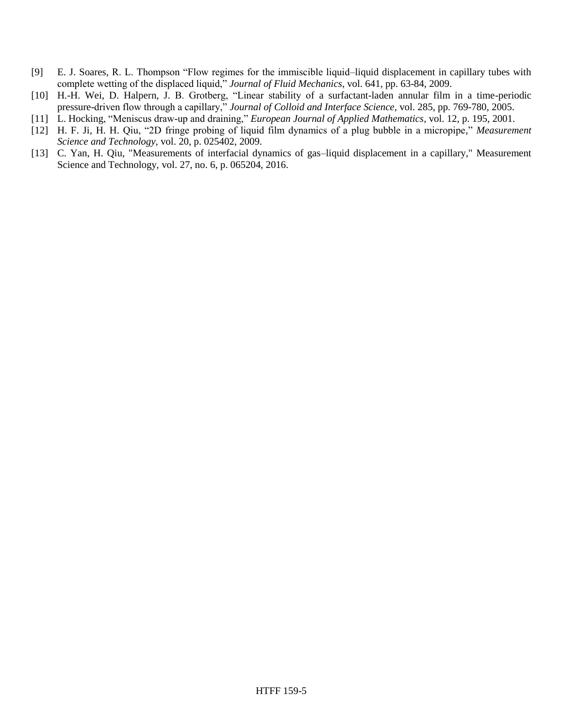[9] E. J. Soares, R. L. Thompson "Flow regimes for the immiscible liquid–liquid displacement in capillary tubes with complete wetting of the displaced liquid," *Journal of Fluid Mechanics*, vol. 641, pp. 63-84, 2009.

[10] H.-H. Wei, D. Halpern, J. B. Grotberg, "Linear stability of a surfactant-laden annular film in a time-periodic pressure-driven flow through a capillary," *Journal of Colloid and Interface Science,* vol. 285, pp. 769-780, 2005.

[11] L. Hocking, "Meniscus draw-up and draining," *European Journal of Applied Mathematics,* vol. 12, p. 195, 2001.

[12] H. F. Ji, H. H. Qiu, "2D fringe probing of liquid film dynamics of a plug bubble in a micropipe," *Measurement Science and Technology*, vol. 20, p. 025402, 2009.

[13] C. Yan, H. Qiu, "Measurements of interfacial dynamics of gas–liquid displacement in a capillary," Measurement Science and Technology, vol. 27, no. 6, p. 065204, 2016.